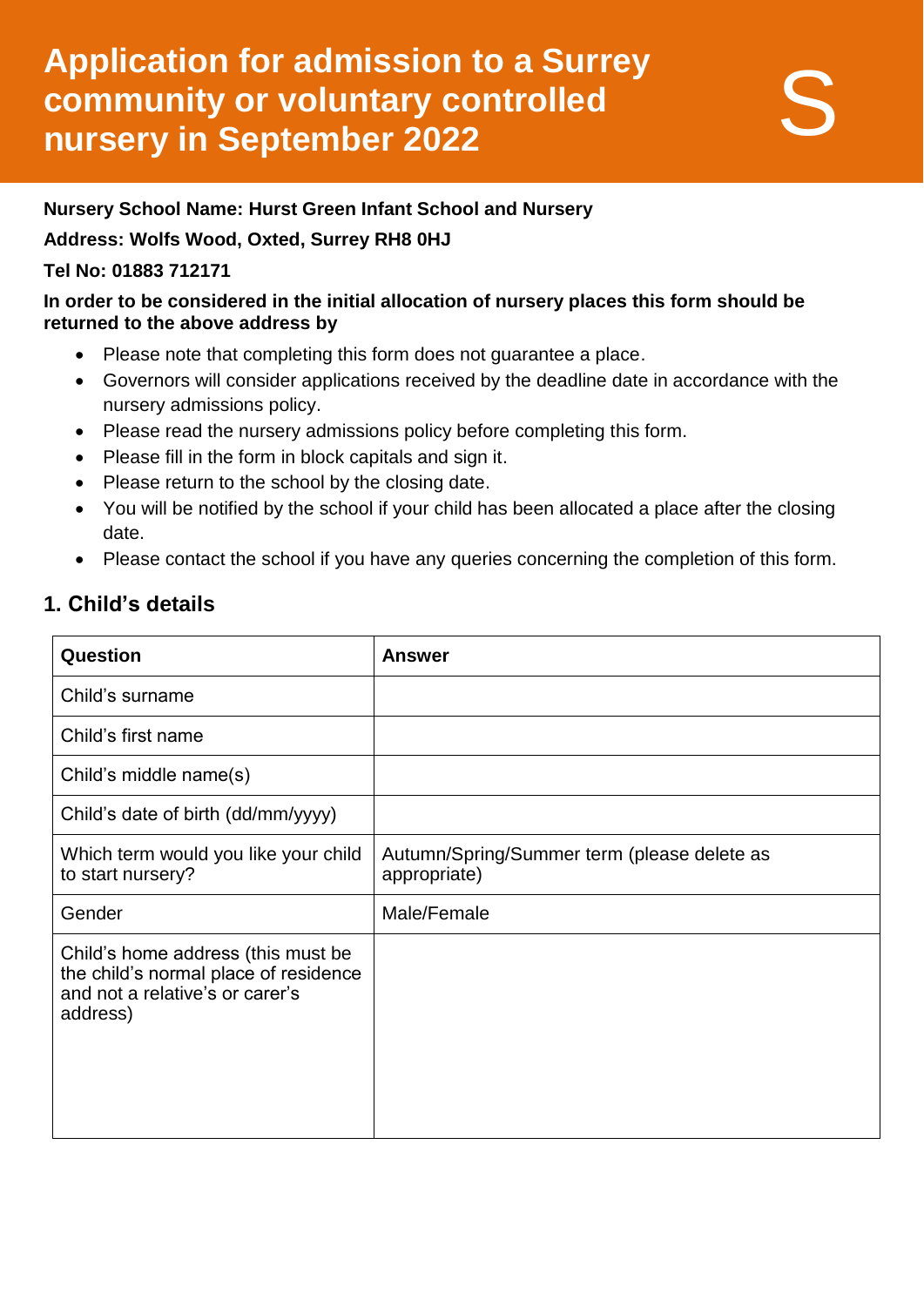# Application for admission to a Surrey community or voluntary controlled nursery in September 2022

S

**Nursery School Name: Hurst Green Infant School and Nursery**

**Address: Wolfs Wood, Oxted, Surrey RH8 0HJ**

**Tel No: 01883 712171**

**In order to be considered in the initial allocation of nursery places this form should be returned to the above address by**

- Please note that completing this form does not guarantee a place.
- Governors will consider applications received by the deadline date in accordance with the nursery admissions policy.
- Please read the nursery admissions policy before completing this form.
- Please fill in the form in block capitals and sign it.
- Please return to the school by the closing date.
- You will be notified by the school if your child has been allocated a place after the closing date.
- Please contact the school if you have any queries concerning the completion of this form.

## 1. Child's details

| Question | Answer |
|---|---|
| Child's surname | |
| Child's first name | |
| Child's middle name(s) | |
| Child's date of birth (dd/mm/yyyy) | |
| Which term would you like your child to start nursery? | Autumn/Spring/Summer term (please delete as appropriate) |
| Gender | Male/Female |
| Child's home address (this must be the child's normal place of residence and not a relative's or carer's address) | |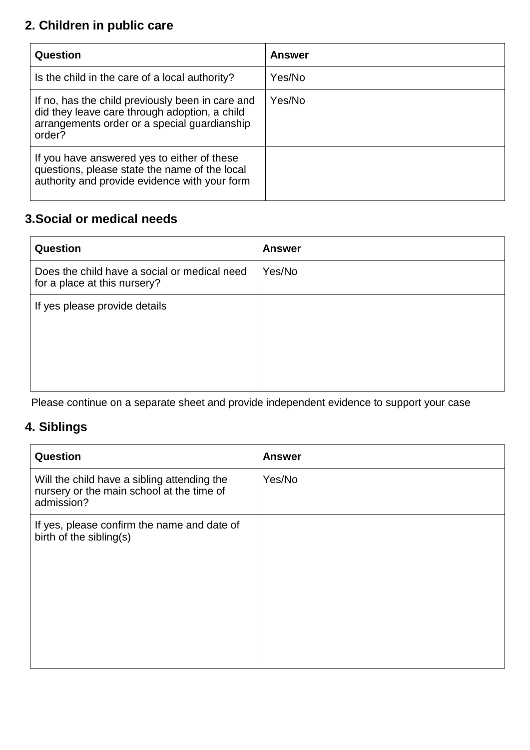## 2. Children in public care

| Question | Answer |
| --- | --- |
| Is the child in the care of a local authority? | Yes/No |
| If no, has the child previously been in care and did they leave care through adoption, a child arrangements order or a special guardianship order? | Yes/No |
| If you have answered yes to either of these questions, please state the name of the local authority and provide evidence with your form | |

## 3.Social or medical needs

| Question | Answer |
| --- | --- |
| Does the child have a social or medical need for a place at this nursery? | Yes/No |
| If yes please provide details | |

Please continue on a separate sheet and provide independent evidence to support your case

## 4. Siblings

| Question | Answer |
| --- | --- |
| Will the child have a sibling attending the nursery or the main school at the time of admission? | Yes/No |
| If yes, please confirm the name and date of birth of the sibling(s) | |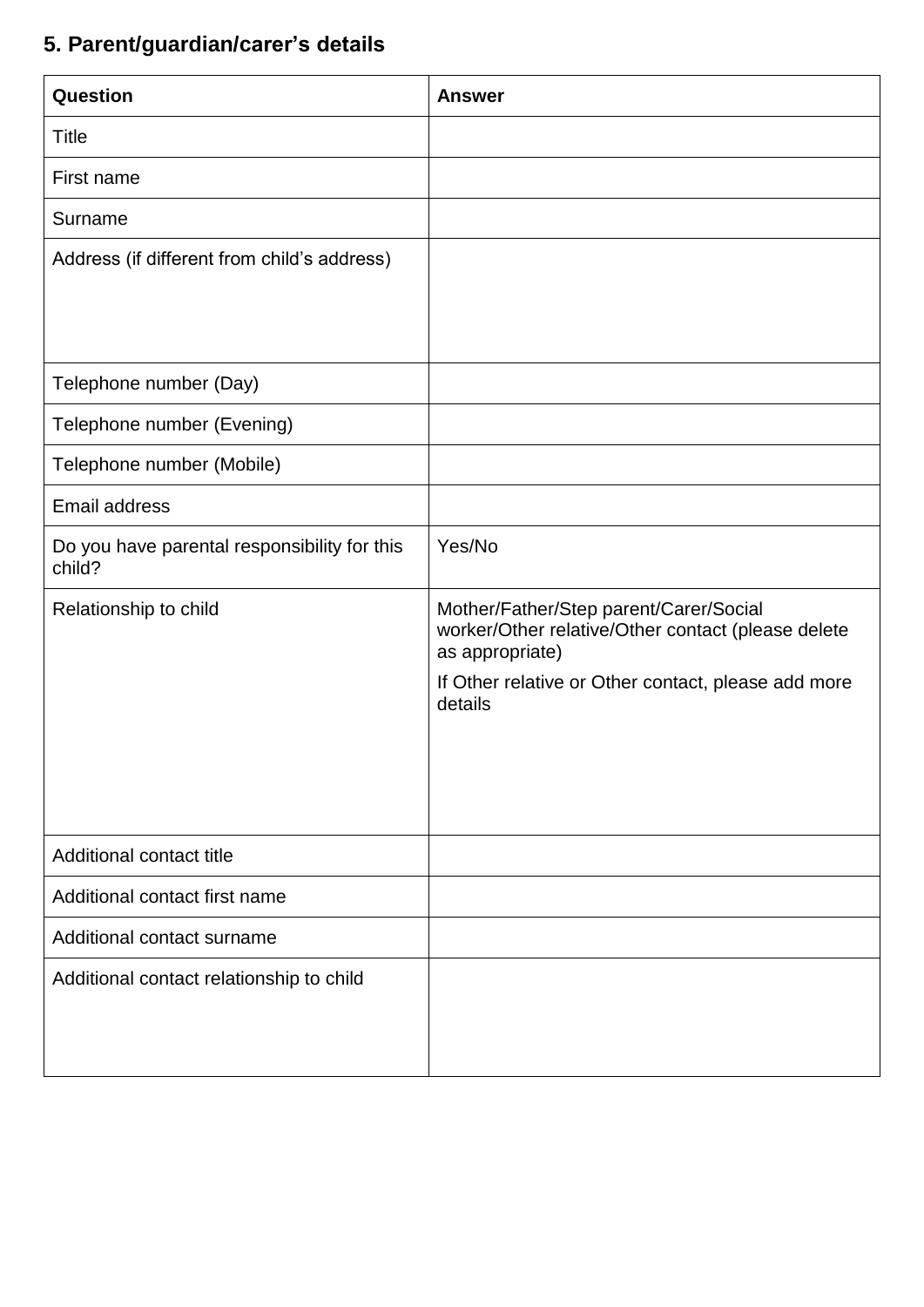## 5. Parent/guardian/carer's details

| Question | Answer |
|---|---|
| Title | |
| First name | |
| Surname | |
| Address (if different from child's address) | |
| Telephone number (Day) | |
| Telephone number (Evening) | |
| Telephone number (Mobile) | |
| Email address | |
| Do you have parental responsibility for this child? | Yes/No |
| Relationship to child | Mother/Father/Step parent/Carer/Social worker/Other relative/Other contact (please delete as appropriate)<br>If Other relative or Other contact, please add more details |
| Additional contact title | |
| Additional contact first name | |
| Additional contact surname | |
| Additional contact relationship to child | |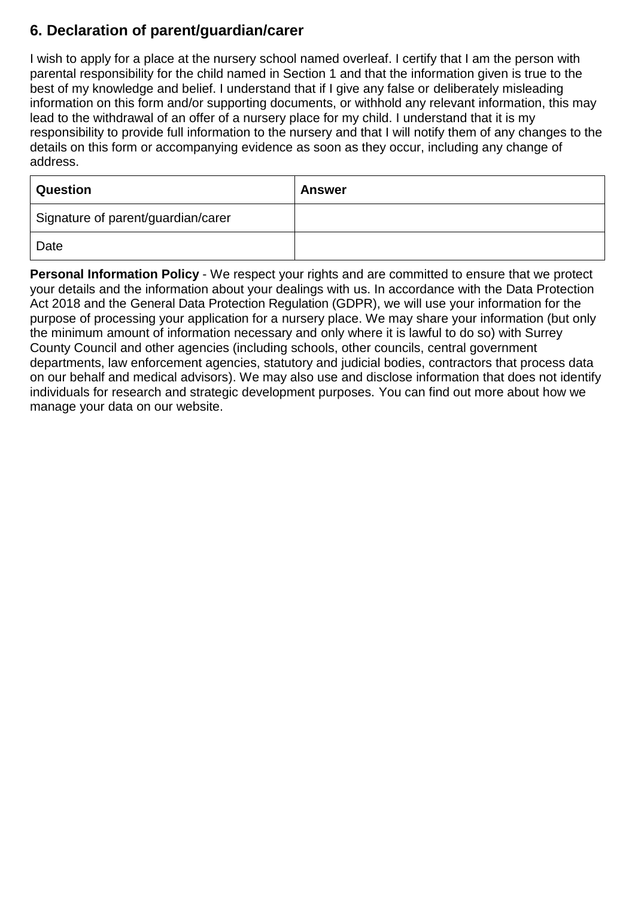## 6. Declaration of parent/guardian/carer

I wish to apply for a place at the nursery school named overleaf. I certify that I am the person with parental responsibility for the child named in Section 1 and that the information given is true to the best of my knowledge and belief. I understand that if I give any false or deliberately misleading information on this form and/or supporting documents, or withhold any relevant information, this may lead to the withdrawal of an offer of a nursery place for my child. I understand that it is my responsibility to provide full information to the nursery and that I will notify them of any changes to the details on this form or accompanying evidence as soon as they occur, including any change of address.

| Question | Answer |
| --- | --- |
| Signature of parent/guardian/carer | |
| Date | |

**Personal Information Policy** - We respect your rights and are committed to ensure that we protect your details and the information about your dealings with us. In accordance with the Data Protection Act 2018 and the General Data Protection Regulation (GDPR), we will use your information for the purpose of processing your application for a nursery place. We may share your information (but only the minimum amount of information necessary and only where it is lawful to do so) with Surrey County Council and other agencies (including schools, other councils, central government departments, law enforcement agencies, statutory and judicial bodies, contractors that process data on our behalf and medical advisors). We may also use and disclose information that does not identify individuals for research and strategic development purposes. You can find out more about how we manage your data on our website.